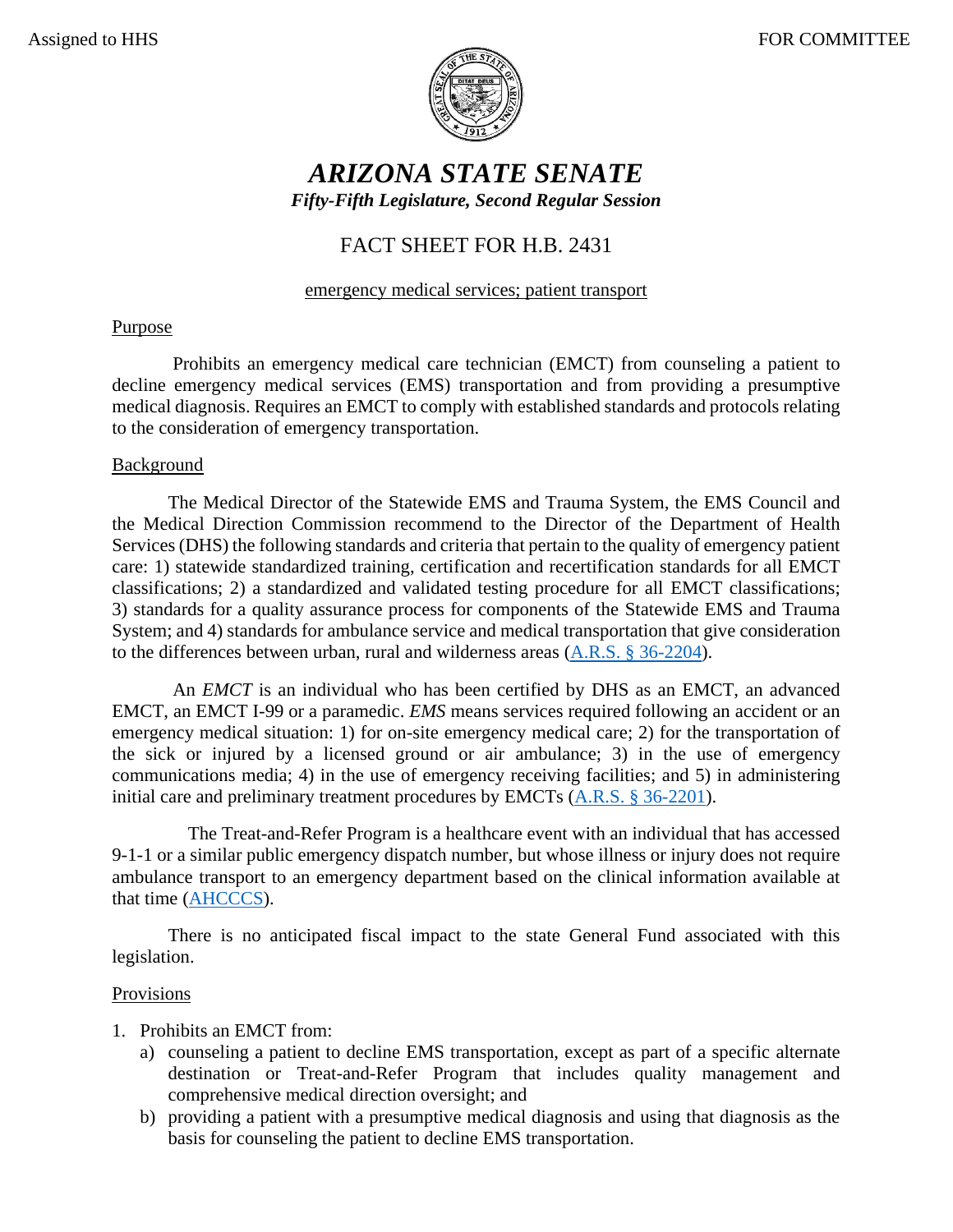Assigned to HHS FOR COMMITTEE

# *ARIZONA STATE SENATE*

***Fifty-Fifth Legislature, Second Regular Session***

## FACT SHEET FOR H.B. 2431

emergency medical services; patient transport

### Purpose

Prohibits an emergency medical care technician (EMCT) from counseling a patient to decline emergency medical services (EMS) transportation and from providing a presumptive medical diagnosis. Requires an EMCT to comply with established standards and protocols relating to the consideration of emergency transportation.

### Background

The Medical Director of the Statewide EMS and Trauma System, the EMS Council and the Medical Direction Commission recommend to the Director of the Department of Health Services (DHS) the following standards and criteria that pertain to the quality of emergency patient care: 1) statewide standardized training, certification and recertification standards for all EMCT classifications; 2) a standardized and validated testing procedure for all EMCT classifications; 3) standards for a quality assurance process for components of the Statewide EMS and Trauma System; and 4) standards for ambulance service and medical transportation that give consideration to the differences between urban, rural and wilderness areas (A.R.S. § 36-2204).

An *EMCT* is an individual who has been certified by DHS as an EMCT, an advanced EMCT, an EMCT I-99 or a paramedic. *EMS* means services required following an accident or an emergency medical situation: 1) for on-site emergency medical care; 2) for the transportation of the sick or injured by a licensed ground or air ambulance; 3) in the use of emergency communications media; 4) in the use of emergency receiving facilities; and 5) in administering initial care and preliminary treatment procedures by EMCTs (A.R.S. § 36-2201).

The Treat-and-Refer Program is a healthcare event with an individual that has accessed 9-1-1 or a similar public emergency dispatch number, but whose illness or injury does not require ambulance transport to an emergency department based on the clinical information available at that time (AHCCCS).

There is no anticipated fiscal impact to the state General Fund associated with this legislation.

### Provisions

1. Prohibits an EMCT from:
   a) counseling a patient to decline EMS transportation, except as part of a specific alternate destination or Treat-and-Refer Program that includes quality management and comprehensive medical direction oversight; and
   b) providing a patient with a presumptive medical diagnosis and using that diagnosis as the basis for counseling the patient to decline EMS transportation.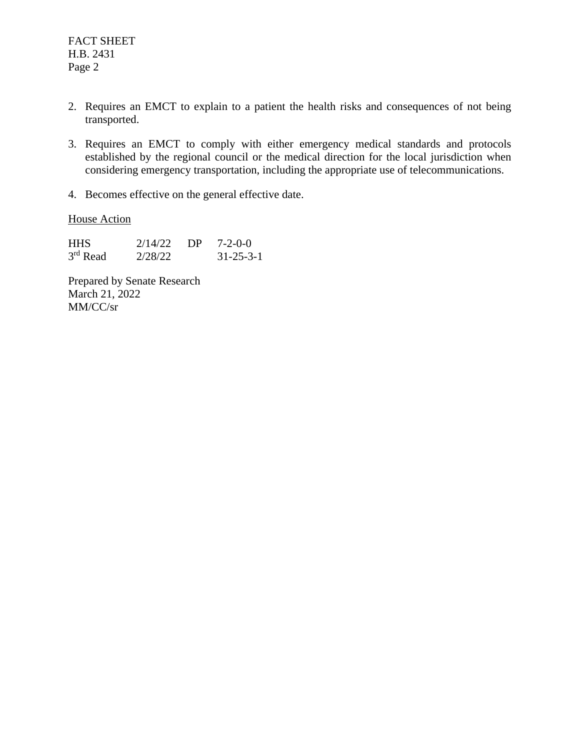2. Requires an EMCT to explain to a patient the health risks and consequences of not being transported.

3. Requires an EMCT to comply with either emergency medical standards and protocols established by the regional council or the medical direction for the local jurisdiction when considering emergency transportation, including the appropriate use of telecommunications.

4. Becomes effective on the general effective date.

<u>House Action</u>

| | | | |
|---|---|---|---|
| HHS | 2/14/22 | DP | 7-2-0-0 |
| 3rd Read | 2/28/22 | | 31-25-3-1 |

Prepared by Senate Research
March 21, 2022
MM/CC/sr